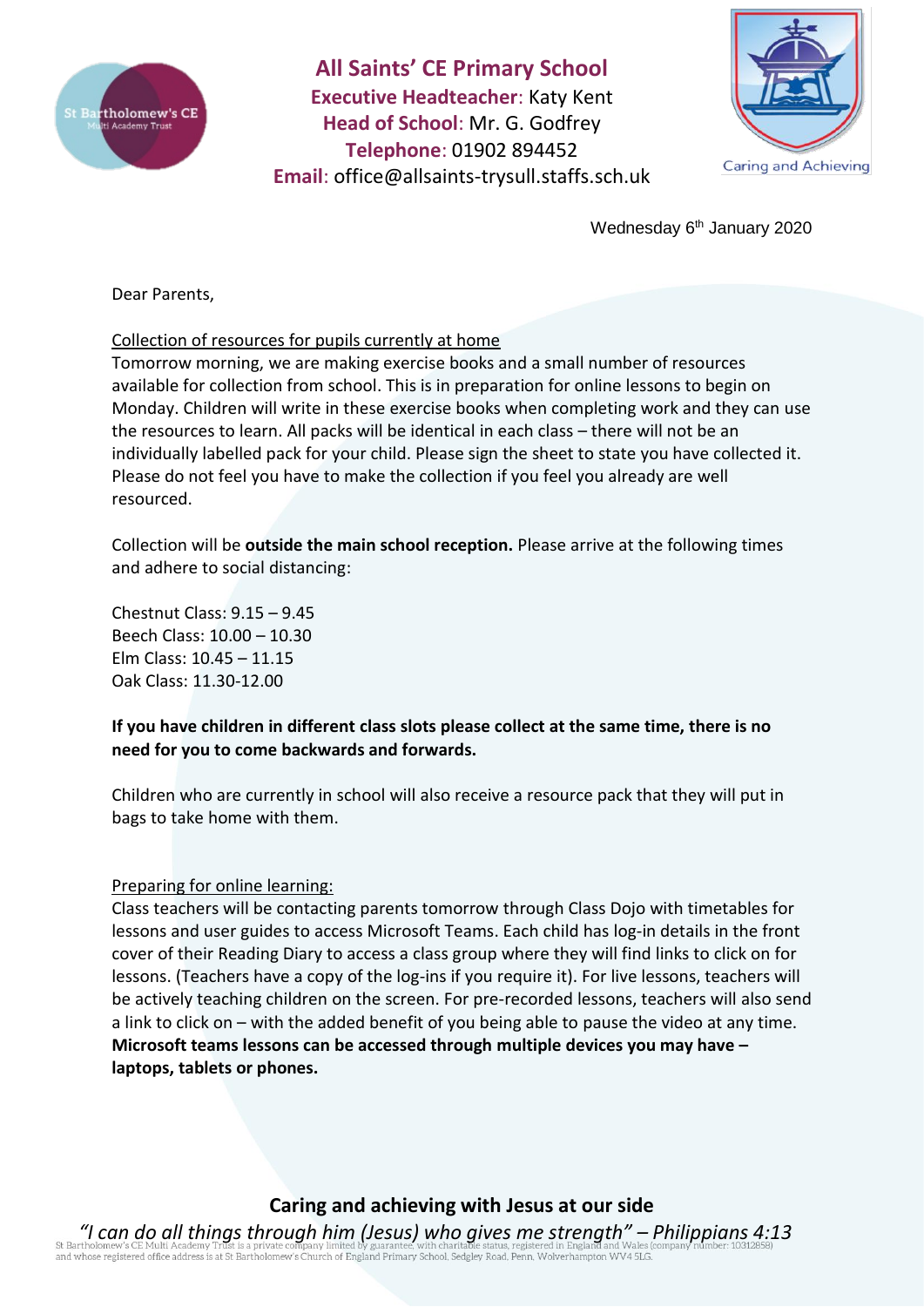# All Saints' CE Primary School

**Executive Headteacher**: Katy Kent
**Head of School**: Mr. G. Godfrey
**Telephone**: 01902 894452
**Email**: office@allsaints-trysull.staffs.sch.uk

Caring and Achieving

Wednesday 6th January 2020

Dear Parents,

Collection of resources for pupils currently at home

Tomorrow morning, we are making exercise books and a small number of resources available for collection from school. This is in preparation for online lessons to begin on Monday. Children will write in these exercise books when completing work and they can use the resources to learn. All packs will be identical in each class – there will not be an individually labelled pack for your child. Please sign the sheet to state you have collected it. Please do not feel you have to make the collection if you feel you already are well resourced.

Collection will be **outside the main school reception.** Please arrive at the following times and adhere to social distancing:

Chestnut Class: 9.15 – 9.45
Beech Class: 10.00 – 10.30
Elm Class: 10.45 – 11.15
Oak Class: 11.30-12.00

**If you have children in different class slots please collect at the same time, there is no need for you to come backwards and forwards.**

Children who are currently in school will also receive a resource pack that they will put in bags to take home with them.

Preparing for online learning:

Class teachers will be contacting parents tomorrow through Class Dojo with timetables for lessons and user guides to access Microsoft Teams. Each child has log-in details in the front cover of their Reading Diary to access a class group where they will find links to click on for lessons. (Teachers have a copy of the log-ins if you require it). For live lessons, teachers will be actively teaching children on the screen. For pre-recorded lessons, teachers will also send a link to click on – with the added benefit of you being able to pause the video at any time. **Microsoft teams lessons can be accessed through multiple devices you may have – laptops, tablets or phones.**

**Caring and achieving with Jesus at our side**

*"I can do all things through him (Jesus) who gives me strength" – Philippians 4:13*

St Bartholomew's CE Multi Academy Trust is a private company limited by guarantee, with charitable status, registered in England and Wales (company number: 10312858) and whose registered office address is at St Bartholomew's Church of England Primary School, Sedgley Road, Penn, Wolverhampton WV4 5LG.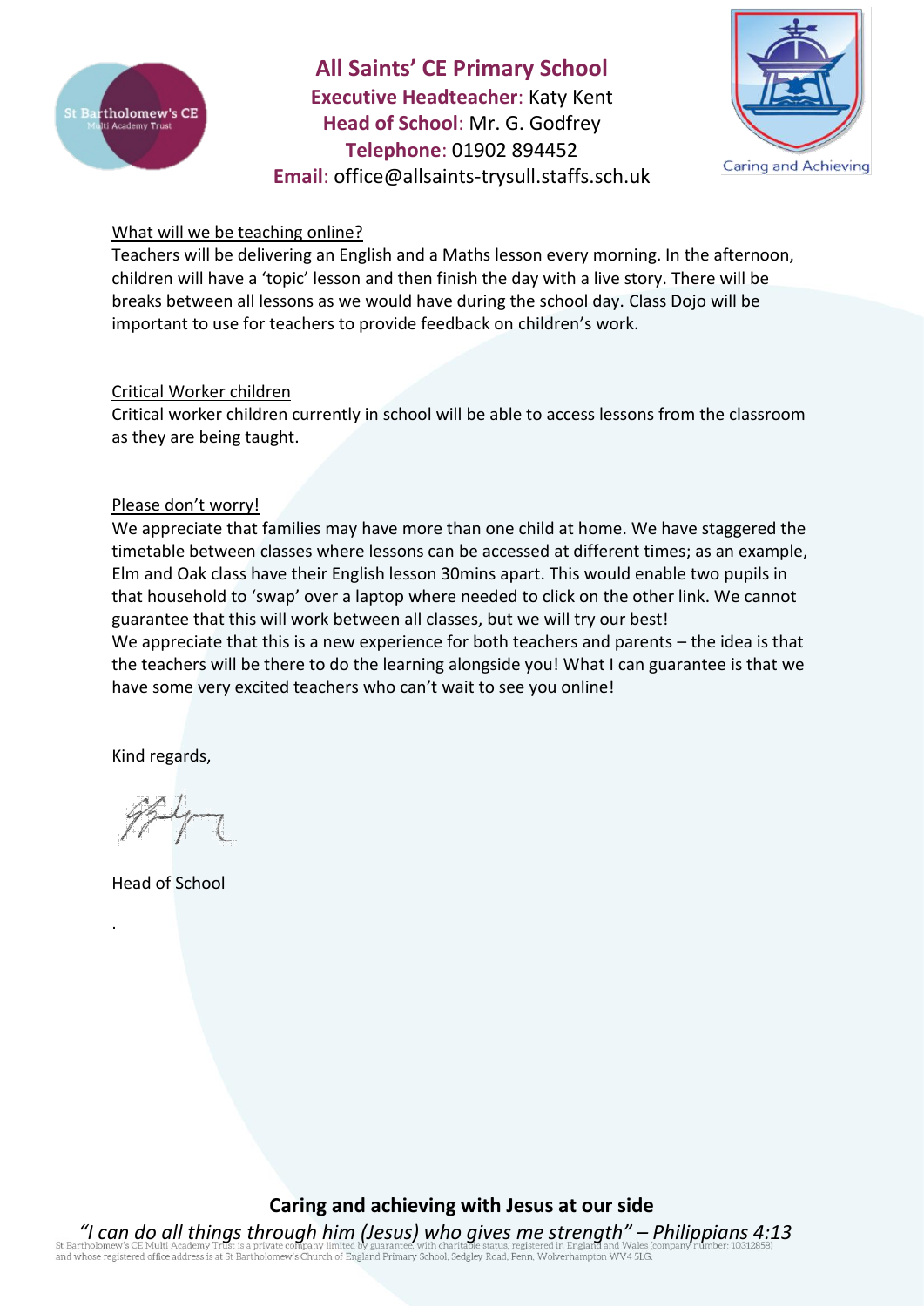## All Saints' CE Primary School

**Executive Headteacher**: Katy Kent
**Head of School**: Mr. G. Godfrey
**Telephone**: 01902 894452
**Email**: office@allsaints-trysull.staffs.sch.uk

Caring and Achieving

What will we be teaching online?

Teachers will be delivering an English and a Maths lesson every morning. In the afternoon, children will have a 'topic' lesson and then finish the day with a live story. There will be breaks between all lessons as we would have during the school day. Class Dojo will be important to use for teachers to provide feedback on children's work.

Critical Worker children

Critical worker children currently in school will be able to access lessons from the classroom as they are being taught.

Please don't worry!

We appreciate that families may have more than one child at home. We have staggered the timetable between classes where lessons can be accessed at different times; as an example, Elm and Oak class have their English lesson 30mins apart. This would enable two pupils in that household to 'swap' over a laptop where needed to click on the other link. We cannot guarantee that this will work between all classes, but we will try our best!

We appreciate that this is a new experience for both teachers and parents – the idea is that the teachers will be there to do the learning alongside you! What I can guarantee is that we have some very excited teachers who can't wait to see you online!

Kind regards,

Head of School

.

**Caring and achieving with Jesus at our side**

*"I can do all things through him (Jesus) who gives me strength" – Philippians 4:13*

St Bartholomew's CE Multi Academy Trust is a private company limited by guarantee, with charitable status, registered in England and Wales (company number: 10312858) and whose registered office address is at St Bartholomew's Church of England Primary School, Sedgley Road, Penn, Wolverhampton WV4 5LG.